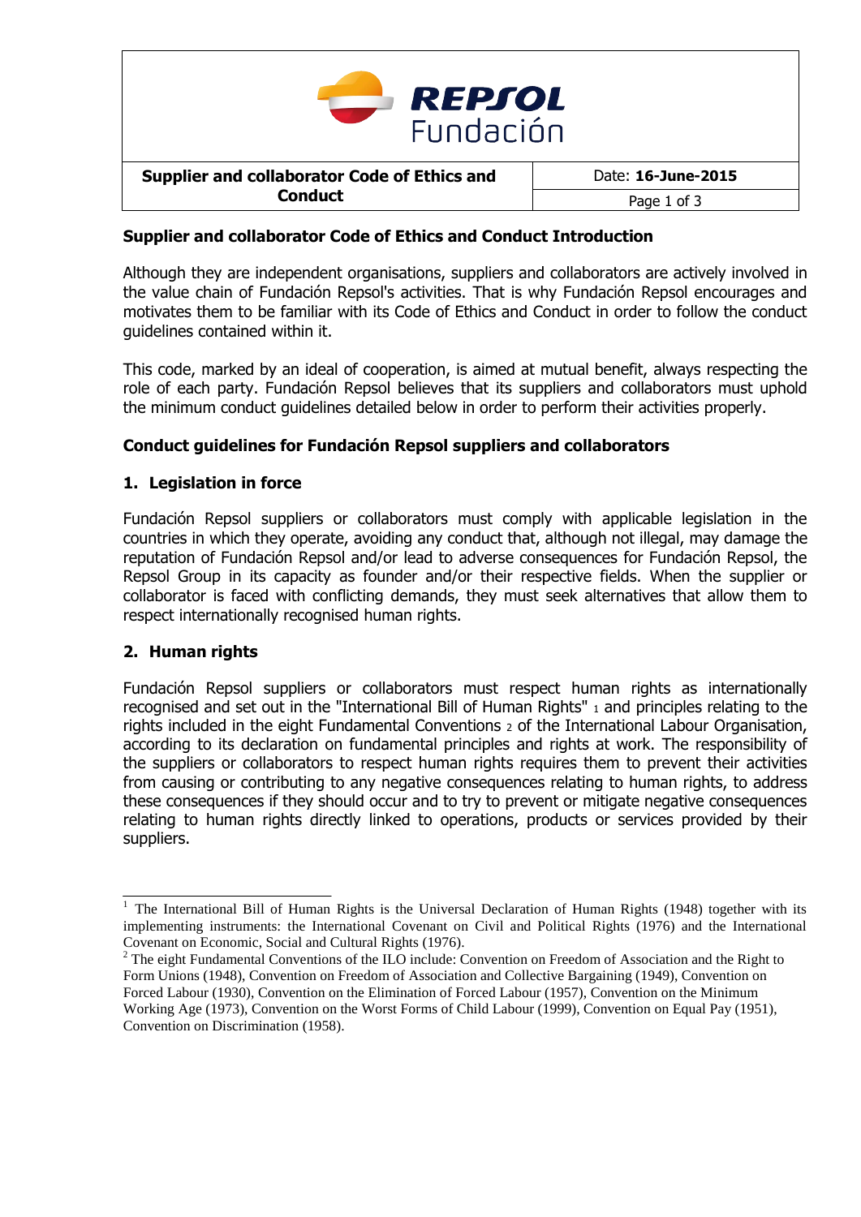# Supplier and collaborator Code of Ethics and Conduct

Date: **16-June-2015**

## Supplier and collaborator Code of Ethics and Conduct Introduction

Although they are independent organisations, suppliers and collaborators are actively involved in the value chain of Fundación Repsol's activities. That is why Fundación Repsol encourages and motivates them to be familiar with its Code of Ethics and Conduct in order to follow the conduct guidelines contained within it.

This code, marked by an ideal of cooperation, is aimed at mutual benefit, always respecting the role of each party. Fundación Repsol believes that its suppliers and collaborators must uphold the minimum conduct guidelines detailed below in order to perform their activities properly.

## Conduct guidelines for Fundación Repsol suppliers and collaborators

### 1. Legislation in force

Fundación Repsol suppliers or collaborators must comply with applicable legislation in the countries in which they operate, avoiding any conduct that, although not illegal, may damage the reputation of Fundación Repsol and/or lead to adverse consequences for Fundación Repsol, the Repsol Group in its capacity as founder and/or their respective fields. When the supplier or collaborator is faced with conflicting demands, they must seek alternatives that allow them to respect internationally recognised human rights.

### 2. Human rights

Fundación Repsol suppliers or collaborators must respect human rights as internationally recognised and set out in the "International Bill of Human Rights" [1] and principles relating to the rights included in the eight Fundamental Conventions [2] of the International Labour Organisation, according to its declaration on fundamental principles and rights at work. The responsibility of the suppliers or collaborators to respect human rights requires them to prevent their activities from causing or contributing to any negative consequences relating to human rights, to address these consequences if they should occur and to try to prevent or mitigate negative consequences relating to human rights directly linked to operations, products or services provided by their suppliers.

---

[1] The International Bill of Human Rights is the Universal Declaration of Human Rights (1948) together with its implementing instruments: the International Covenant on Civil and Political Rights (1976) and the International Covenant on Economic, Social and Cultural Rights (1976).

[2] The eight Fundamental Conventions of the ILO include: Convention on Freedom of Association and the Right to Form Unions (1948), Convention on Freedom of Association and Collective Bargaining (1949), Convention on Forced Labour (1930), Convention on the Elimination of Forced Labour (1957), Convention on the Minimum Working Age (1973), Convention on the Worst Forms of Child Labour (1999), Convention on Equal Pay (1951), Convention on Discrimination (1958).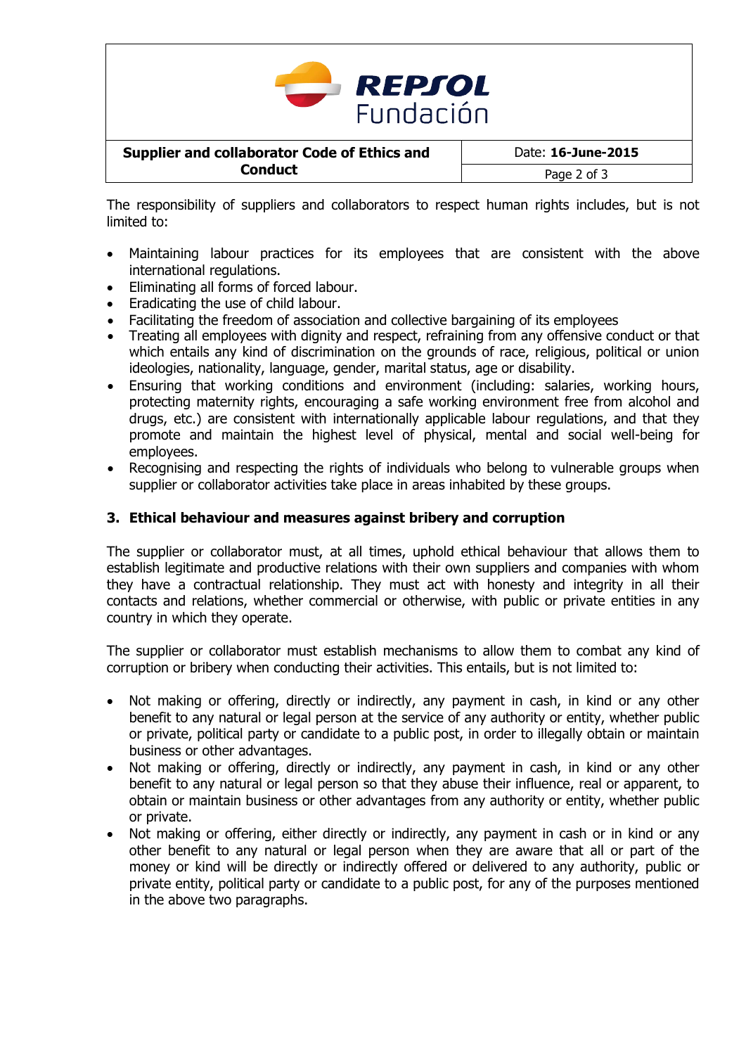The responsibility of suppliers and collaborators to respect human rights includes, but is not limited to:

- Maintaining labour practices for its employees that are consistent with the above international regulations.
- Eliminating all forms of forced labour.
- Eradicating the use of child labour.
- Facilitating the freedom of association and collective bargaining of its employees
- Treating all employees with dignity and respect, refraining from any offensive conduct or that which entails any kind of discrimination on the grounds of race, religious, political or union ideologies, nationality, language, gender, marital status, age or disability.
- Ensuring that working conditions and environment (including: salaries, working hours, protecting maternity rights, encouraging a safe working environment free from alcohol and drugs, etc.) are consistent with internationally applicable labour regulations, and that they promote and maintain the highest level of physical, mental and social well-being for employees.
- Recognising and respecting the rights of individuals who belong to vulnerable groups when supplier or collaborator activities take place in areas inhabited by these groups.

## 3. Ethical behaviour and measures against bribery and corruption

The supplier or collaborator must, at all times, uphold ethical behaviour that allows them to establish legitimate and productive relations with their own suppliers and companies with whom they have a contractual relationship. They must act with honesty and integrity in all their contacts and relations, whether commercial or otherwise, with public or private entities in any country in which they operate.

The supplier or collaborator must establish mechanisms to allow them to combat any kind of corruption or bribery when conducting their activities. This entails, but is not limited to:

- Not making or offering, directly or indirectly, any payment in cash, in kind or any other benefit to any natural or legal person at the service of any authority or entity, whether public or private, political party or candidate to a public post, in order to illegally obtain or maintain business or other advantages.
- Not making or offering, directly or indirectly, any payment in cash, in kind or any other benefit to any natural or legal person so that they abuse their influence, real or apparent, to obtain or maintain business or other advantages from any authority or entity, whether public or private.
- Not making or offering, either directly or indirectly, any payment in cash or in kind or any other benefit to any natural or legal person when they are aware that all or part of the money or kind will be directly or indirectly offered or delivered to any authority, public or private entity, political party or candidate to a public post, for any of the purposes mentioned in the above two paragraphs.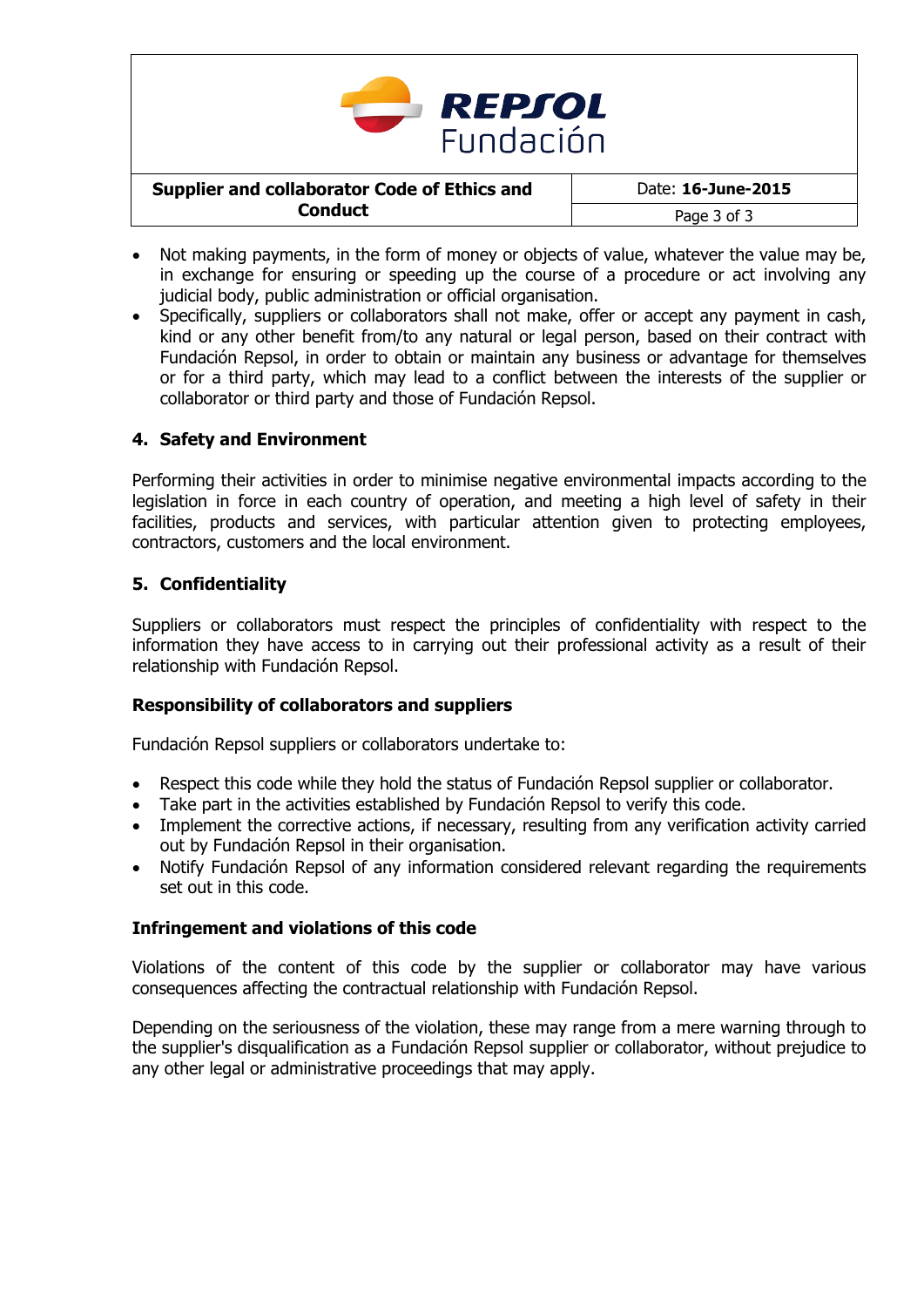- Not making payments, in the form of money or objects of value, whatever the value may be, in exchange for ensuring or speeding up the course of a procedure or act involving any judicial body, public administration or official organisation.
- Specifically, suppliers or collaborators shall not make, offer or accept any payment in cash, kind or any other benefit from/to any natural or legal person, based on their contract with Fundación Repsol, in order to obtain or maintain any business or advantage for themselves or for a third party, which may lead to a conflict between the interests of the supplier or collaborator or third party and those of Fundación Repsol.

## 4. Safety and Environment

Performing their activities in order to minimise negative environmental impacts according to the legislation in force in each country of operation, and meeting a high level of safety in their facilities, products and services, with particular attention given to protecting employees, contractors, customers and the local environment.

## 5. Confidentiality

Suppliers or collaborators must respect the principles of confidentiality with respect to the information they have access to in carrying out their professional activity as a result of their relationship with Fundación Repsol.

## Responsibility of collaborators and suppliers

Fundación Repsol suppliers or collaborators undertake to:

- Respect this code while they hold the status of Fundación Repsol supplier or collaborator.
- Take part in the activities established by Fundación Repsol to verify this code.
- Implement the corrective actions, if necessary, resulting from any verification activity carried out by Fundación Repsol in their organisation.
- Notify Fundación Repsol of any information considered relevant regarding the requirements set out in this code.

## Infringement and violations of this code

Violations of the content of this code by the supplier or collaborator may have various consequences affecting the contractual relationship with Fundación Repsol.

Depending on the seriousness of the violation, these may range from a mere warning through to the supplier's disqualification as a Fundación Repsol supplier or collaborator, without prejudice to any other legal or administrative proceedings that may apply.